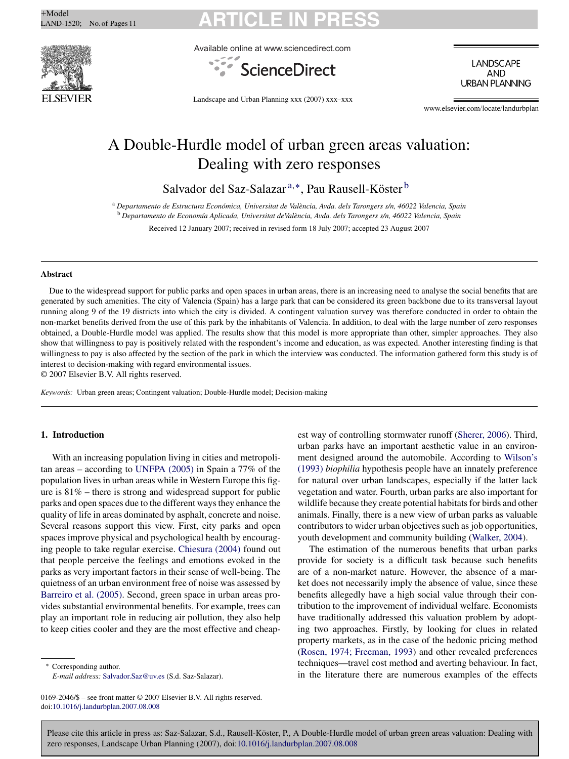# A Double-Hurdle model of urban green areas valuation: Dealing with zero responses

Salvador del Saz-Salazar[a,*], Pau Rausell-Köster[b]

[a] *Departamento de Estructura Económica, Universitat de València, Avda. dels Tarongers s/n, 46022 Valencia, Spain*
[b] *Departamento de Economía Aplicada, Universitat deValència, Avda. dels Tarongers s/n, 46022 Valencia, Spain*

Received 12 January 2007; received in revised form 18 July 2007; accepted 23 August 2007

## Abstract

Due to the widespread support for public parks and open spaces in urban areas, there is an increasing need to analyse the social benefits that are generated by such amenities. The city of Valencia (Spain) has a large park that can be considered its green backbone due to its transversal layout running along 9 of the 19 districts into which the city is divided. A contingent valuation survey was therefore conducted in order to obtain the non-market benefits derived from the use of this park by the inhabitants of Valencia. In addition, to deal with the large number of zero responses obtained, a Double-Hurdle model was applied. The results show that this model is more appropriate than other, simpler approaches. They also show that willingness to pay is positively related with the respondent's income and education, as was expected. Another interesting finding is that willingness to pay is also affected by the section of the park in which the interview was conducted. The information gathered form this study is of interest to decision-making with regard environmental issues.
© 2007 Elsevier B.V. All rights reserved.

*Keywords:* Urban green areas; Contingent valuation; Double-Hurdle model; Decision-making

## 1. Introduction

With an increasing population living in cities and metropolitan areas – according to UNFPA (2005) in Spain a 77% of the population lives in urban areas while in Western Europe this figure is 81% – there is strong and widespread support for public parks and open spaces due to the different ways they enhance the quality of life in areas dominated by asphalt, concrete and noise. Several reasons support this view. First, city parks and open spaces improve physical and psychological health by encouraging people to take regular exercise. Chiesura (2004) found out that people perceive the feelings and emotions evoked in the parks as very important factors in their sense of well-being. The quietness of an urban environment free of noise was assessed by Barreiro et al. (2005). Second, green space in urban areas provides substantial environmental benefits. For example, trees can play an important role in reducing air pollution, they also help to keep cities cooler and they are the most effective and cheapest way of controlling stormwater runoff (Sherer, 2006). Third, urban parks have an important aesthetic value in an environment designed around the automobile. According to Wilson's (1993) *biophilia* hypothesis people have an innately preference for natural over urban landscapes, especially if the latter lack vegetation and water. Fourth, urban parks are also important for wildlife because they create potential habitats for birds and other animals. Finally, there is a new view of urban parks as valuable contributors to wider urban objectives such as job opportunities, youth development and community building (Walker, 2004).

The estimation of the numerous benefits that urban parks provide for society is a difficult task because such benefits are of a non-market nature. However, the absence of a market does not necessarily imply the absence of value, since these benefits allegedly have a high social value through their contribution to the improvement of individual welfare. Economists have traditionally addressed this valuation problem by adopting two approaches. Firstly, by looking for clues in related property markets, as in the case of the hedonic pricing method (Rosen, 1974; Freeman, 1993) and other revealed preferences techniques—travel cost method and averting behaviour. In fact, in the literature there are numerous examples of the effects

\* Corresponding author.
*E-mail address:* Salvador.Saz@uv.es (S.d. Saz-Salazar).

0169-2046/$ – see front matter © 2007 Elsevier B.V. All rights reserved.
doi:10.1016/j.landurbplan.2007.08.008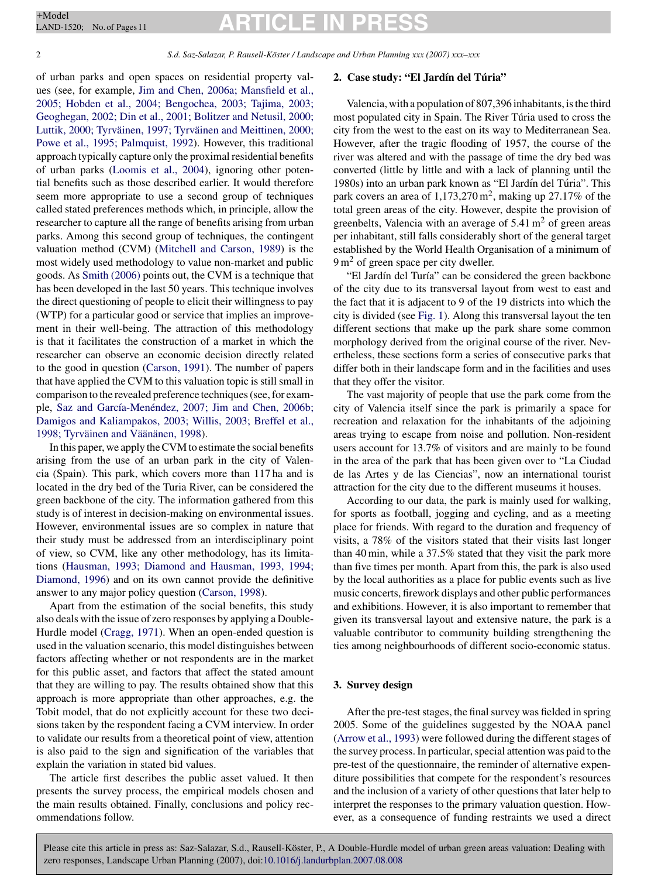of urban parks and open spaces on residential property values (see, for example, Jim and Chen, 2006a; Mansfield et al., 2005; Hobden et al., 2004; Bengochea, 2003; Tajima, 2003; Geoghegan, 2002; Din et al., 2001; Bolitzer and Netusil, 2000; Luttik, 2000; Tyrväinen, 1997; Tyrväinen and Meittinen, 2000; Powe et al., 1995; Palmquist, 1992). However, this traditional approach typically capture only the proximal residential benefits of urban parks (Loomis et al., 2004), ignoring other potential benefits such as those described earlier. It would therefore seem more appropriate to use a second group of techniques called stated preferences methods which, in principle, allow the researcher to capture all the range of benefits arising from urban parks. Among this second group of techniques, the contingent valuation method (CVM) (Mitchell and Carson, 1989) is the most widely used methodology to value non-market and public goods. As Smith (2006) points out, the CVM is a technique that has been developed in the last 50 years. This technique involves the direct questioning of people to elicit their willingness to pay (WTP) for a particular good or service that implies an improvement in their well-being. The attraction of this methodology is that it facilitates the construction of a market in which the researcher can observe an economic decision directly related to the good in question (Carson, 1991). The number of papers that have applied the CVM to this valuation topic is still small in comparison to the revealed preference techniques (see, for example, Saz and García-Menéndez, 2007; Jim and Chen, 2006b; Damigos and Kaliampakos, 2003; Willis, 2003; Breffel et al., 1998; Tyrväinen and Väänänen, 1998).

In this paper, we apply the CVM to estimate the social benefits arising from the use of an urban park in the city of Valencia (Spain). This park, which covers more than 117 ha and is located in the dry bed of the Turia River, can be considered the green backbone of the city. The information gathered from this study is of interest in decision-making on environmental issues. However, environmental issues are so complex in nature that their study must be addressed from an interdisciplinary point of view, so CVM, like any other methodology, has its limitations (Hausman, 1993; Diamond and Hausman, 1993, 1994; Diamond, 1996) and on its own cannot provide the definitive answer to any major policy question (Carson, 1998).

Apart from the estimation of the social benefits, this study also deals with the issue of zero responses by applying a Double-Hurdle model (Cragg, 1971). When an open-ended question is used in the valuation scenario, this model distinguishes between factors affecting whether or not respondents are in the market for this public asset, and factors that affect the stated amount that they are willing to pay. The results obtained show that this approach is more appropriate than other approaches, e.g. the Tobit model, that do not explicitly account for these two decisions taken by the respondent facing a CVM interview. In order to validate our results from a theoretical point of view, attention is also paid to the sign and signification of the variables that explain the variation in stated bid values.

The article first describes the public asset valued. It then presents the survey process, the empirical models chosen and the main results obtained. Finally, conclusions and policy recommendations follow.

## 2. Case study: "El Jardín del Túria"

Valencia, with a population of 807,396 inhabitants, is the third most populated city in Spain. The River Túria used to cross the city from the west to the east on its way to Mediterranean Sea. However, after the tragic flooding of 1957, the course of the river was altered and with the passage of time the dry bed was converted (little by little and with a lack of planning until the 1980s) into an urban park known as "El Jardín del Túria". This park covers an area of 1,173,270 m$^2$, making up 27.17% of the total green areas of the city. However, despite the provision of greenbelts, Valencia with an average of 5.41 m$^2$ of green areas per inhabitant, still falls considerably short of the general target established by the World Health Organisation of a minimum of 9 m$^2$ of green space per city dweller.

"El Jardín del Turía" can be considered the green backbone of the city due to its transversal layout from west to east and the fact that it is adjacent to 9 of the 19 districts into which the city is divided (see Fig. 1). Along this transversal layout the ten different sections that make up the park share some common morphology derived from the original course of the river. Nevertheless, these sections form a series of consecutive parks that differ both in their landscape form and in the facilities and uses that they offer the visitor.

The vast majority of people that use the park come from the city of Valencia itself since the park is primarily a space for recreation and relaxation for the inhabitants of the adjoining areas trying to escape from noise and pollution. Non-resident users account for 13.7% of visitors and are mainly to be found in the area of the park that has been given over to "La Ciudad de las Artes y de las Ciencias", now an international tourist attraction for the city due to the different museums it houses.

According to our data, the park is mainly used for walking, for sports as football, jogging and cycling, and as a meeting place for friends. With regard to the duration and frequency of visits, a 78% of the visitors stated that their visits last longer than 40 min, while a 37.5% stated that they visit the park more than five times per month. Apart from this, the park is also used by the local authorities as a place for public events such as live music concerts, firework displays and other public performances and exhibitions. However, it is also important to remember that given its transversal layout and extensive nature, the park is a valuable contributor to community building strengthening the ties among neighbourhoods of different socio-economic status.

## 3. Survey design

After the pre-test stages, the final survey was fielded in spring 2005. Some of the guidelines suggested by the NOAA panel (Arrow et al., 1993) were followed during the different stages of the survey process. In particular, special attention was paid to the pre-test of the questionnaire, the reminder of alternative expenditure possibilities that compete for the respondent's resources and the inclusion of a variety of other questions that later help to interpret the responses to the primary valuation question. However, as a consequence of funding restraints we used a direct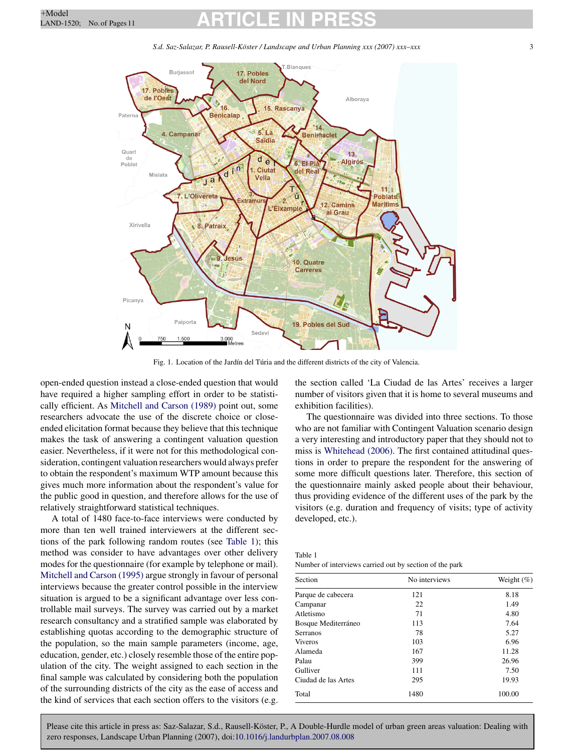Fig. 1. Location of the Jardín del Túria and the different districts of the city of Valencia.

open-ended question instead a close-ended question that would have required a higher sampling effort in order to be statistically efficient. As Mitchell and Carson (1989) point out, some researchers advocate the use of the discrete choice or close-ended elicitation format because they believe that this technique makes the task of answering a contingent valuation question easier. Nevertheless, if it were not for this methodological consideration, contingent valuation researchers would always prefer to obtain the respondent's maximum WTP amount because this gives much more information about the respondent's value for the public good in question, and therefore allows for the use of relatively straightforward statistical techniques.

A total of 1480 face-to-face interviews were conducted by more than ten well trained interviewers at the different sections of the park following random routes (see Table 1); this method was consider to have advantages over other delivery modes for the questionnaire (for example by telephone or mail). Mitchell and Carson (1995) argue strongly in favour of personal interviews because the greater control possible in the interview situation is argued to be a significant advantage over less controllable mail surveys. The survey was carried out by a market research consultancy and a stratified sample was elaborated by establishing quotas according to the demographic structure of the population, so the main sample parameters (income, age, education, gender, etc.) closely resemble those of the entire population of the city. The weight assigned to each section in the final sample was calculated by considering both the population of the surrounding districts of the city as the ease of access and the kind of services that each section offers to the visitors (e.g. the section called 'La Ciudad de las Artes' receives a larger number of visitors given that it is home to several museums and exhibition facilities).

The questionnaire was divided into three sections. To those who are not familiar with Contingent Valuation scenario design a very interesting and introductory paper that they should not to miss is Whitehead (2006). The first contained attitudinal questions in order to prepare the respondent for the answering of some more difficult questions later. Therefore, this section of the questionnaire mainly asked people about their behaviour, thus providing evidence of the different uses of the park by the visitors (e.g. duration and frequency of visits; type of activity developed, etc.).

Table 1
Number of interviews carried out by section of the park

| Section | No interviews | Weight (%) |
|---|---|---|
| Parque de cabecera | 121 | 8.18 |
| Campanar | 22 | 1.49 |
| Atletismo | 71 | 4.80 |
| Bosque Mediterráneo | 113 | 7.64 |
| Serranos | 78 | 5.27 |
| Viveros | 103 | 6.96 |
| Alameda | 167 | 11.28 |
| Palau | 399 | 26.96 |
| Gulliver | 111 | 7.50 |
| Ciudad de las Artes | 295 | 19.93 |
| Total | 1480 | 100.00 |

Please cite this article in press as: Saz-Salazar, S.d., Rausell-Köster, P., A Double-Hurdle model of urban green areas valuation: Dealing with zero responses, Landscape Urban Planning (2007), doi:10.1016/j.landurbplan.2007.08.008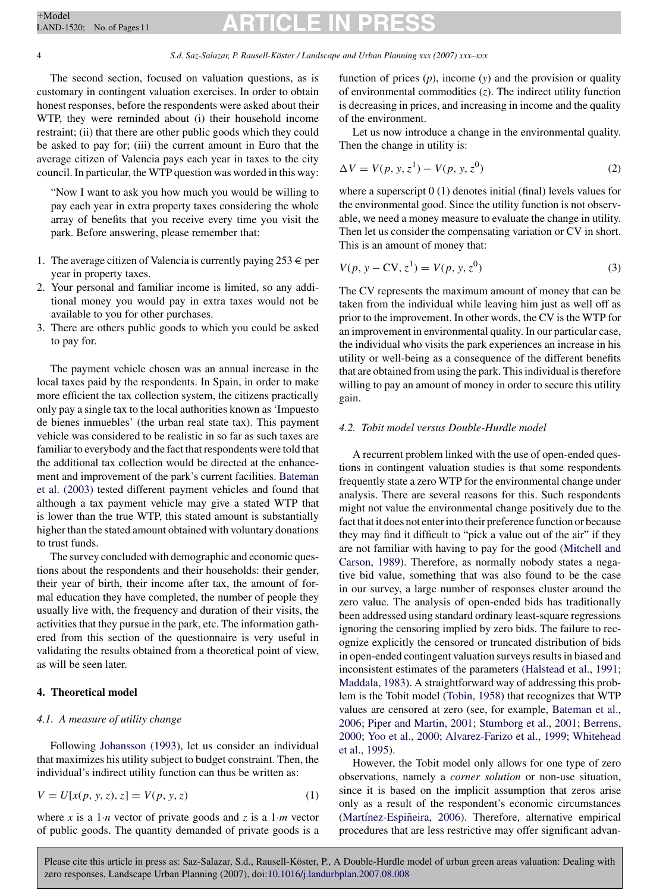The second section, focused on valuation questions, as is customary in contingent valuation exercises. In order to obtain honest responses, before the respondents were asked about their WTP, they were reminded about (i) their household income restraint; (ii) that there are other public goods which they could be asked to pay for; (iii) the current amount in Euro that the average citizen of Valencia pays each year in taxes to the city council. In particular, the WTP question was worded in this way:

> "Now I want to ask you how much you would be willing to pay each year in extra property taxes considering the whole array of benefits that you receive every time you visit the park. Before answering, please remember that:

1. The average citizen of Valencia is currently paying 253 € per year in property taxes.
2. Your personal and familiar income is limited, so any additional money you would pay in extra taxes would not be available to you for other purchases.
3. There are others public goods to which you could be asked to pay for.

The payment vehicle chosen was an annual increase in the local taxes paid by the respondents. In Spain, in order to make more efficient the tax collection system, the citizens practically only pay a single tax to the local authorities known as 'Impuesto de bienes inmuebles' (the urban real state tax). This payment vehicle was considered to be realistic in so far as such taxes are familiar to everybody and the fact that respondents were told that the additional tax collection would be directed at the enhancement and improvement of the park's current facilities. Bateman et al. (2003) tested different payment vehicles and found that although a tax payment vehicle may give a stated WTP that is lower than the true WTP, this stated amount is substantially higher than the stated amount obtained with voluntary donations to trust funds.

The survey concluded with demographic and economic questions about the respondents and their households: their gender, their year of birth, their income after tax, the amount of formal education they have completed, the number of people they usually live with, the frequency and duration of their visits, the activities that they pursue in the park, etc. The information gathered from this section of the questionnaire is very useful in validating the results obtained from a theoretical point of view, as will be seen later.

## 4. Theoretical model

### 4.1. A measure of utility change

Following Johansson (1993), let us consider an individual that maximizes his utility subject to budget constraint. Then, the individual's indirect utility function can thus be written as:

$$V = U[x(p, y, z), z] = V(p, y, z) \tag{1}$$

where $x$ is a $1{\cdot}n$ vector of private goods and $z$ is a $1{\cdot}m$ vector of public goods. The quantity demanded of private goods is a function of prices ($p$), income ($y$) and the provision or quality of environmental commodities ($z$). The indirect utility function is decreasing in prices, and increasing in income and the quality of the environment.

Let us now introduce a change in the environmental quality. Then the change in utility is:

$$\Delta V = V(p, y, z^1) - V(p, y, z^0) \tag{2}$$

where a superscript 0 (1) denotes initial (final) levels values for the environmental good. Since the utility function is not observable, we need a money measure to evaluate the change in utility. Then let us consider the compensating variation or CV in short. This is an amount of money that:

$$V(p, y - \text{CV}, z^1) = V(p, y, z^0) \tag{3}$$

The CV represents the maximum amount of money that can be taken from the individual while leaving him just as well off as prior to the improvement. In other words, the CV is the WTP for an improvement in environmental quality. In our particular case, the individual who visits the park experiences an increase in his utility or well-being as a consequence of the different benefits that are obtained from using the park. This individual is therefore willing to pay an amount of money in order to secure this utility gain.

### 4.2. Tobit model versus Double-Hurdle model

A recurrent problem linked with the use of open-ended questions in contingent valuation studies is that some respondents frequently state a zero WTP for the environmental change under analysis. There are several reasons for this. Such respondents might not value the environmental change positively due to the fact that it does not enter into their preference function or because they may find it difficult to "pick a value out of the air" if they are not familiar with having to pay for the good (Mitchell and Carson, 1989). Therefore, as normally nobody states a negative bid value, something that was also found to be the case in our survey, a large number of responses cluster around the zero value. The analysis of open-ended bids has traditionally been addressed using standard ordinary least-square regressions ignoring the censoring implied by zero bids. The failure to recognize explicitly the censored or truncated distribution of bids in open-ended contingent valuation surveys results in biased and inconsistent estimates of the parameters (Halstead et al., 1991; Maddala, 1983). A straightforward way of addressing this problem is the Tobit model (Tobin, 1958) that recognizes that WTP values are censored at zero (see, for example, Bateman et al., 2006; Piper and Martin, 2001; Stumborg et al., 2001; Berrens, 2000; Yoo et al., 2000; Alvarez-Farizo et al., 1999; Whitehead et al., 1995).

However, the Tobit model only allows for one type of zero observations, namely a *corner solution* or non-use situation, since it is based on the implicit assumption that zeros arise only as a result of the respondent's economic circumstances (Martínez-Espiñeira, 2006). Therefore, alternative empirical procedures that are less restrictive may offer significant advan-

Please cite this article in press as: Saz-Salazar, S.d., Rausell-Köster, P., A Double-Hurdle model of urban green areas valuation: Dealing with zero responses, Landscape Urban Planning (2007), doi:10.1016/j.landurbplan.2007.08.008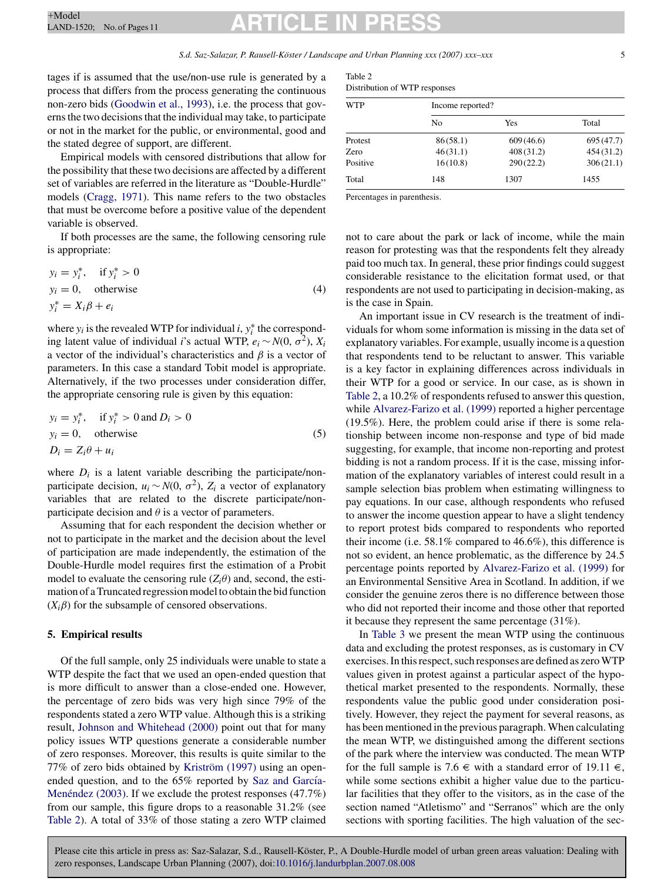tages if is assumed that the use/non-use rule is generated by a process that differs from the process generating the continuous non-zero bids (Goodwin et al., 1993), i.e. the process that governs the two decisions that the individual may take, to participate or not in the market for the public, or environmental, good and the stated degree of support, are different.

Empirical models with censored distributions that allow for the possibility that these two decisions are affected by a different set of variables are referred in the literature as "Double-Hurdle" models (Cragg, 1971). This name refers to the two obstacles that must be overcome before a positive value of the dependent variable is observed.

If both processes are the same, the following censoring rule is appropriate:

$$
\begin{aligned}
y_i &= y_i^*, \quad \text{if } y_i^* > 0 \\
y_i &= 0, \quad \text{otherwise} \\
y_i^* &= X_i\beta + e_i
\end{aligned}
\tag{4}
$$

where $y_i$ is the revealed WTP for individual $i$, $y_i^*$ the corresponding latent value of individual $i$'s actual WTP, $e_i \sim N(0, \sigma^2)$, $X_i$ a vector of the individual's characteristics and $\beta$ is a vector of parameters. In this case a standard Tobit model is appropriate. Alternatively, if the two processes under consideration differ, the appropriate censoring rule is given by this equation:

$$
\begin{aligned}
y_i &= y_i^*, \quad \text{if } y_i^* > 0 \text{ and } D_i > 0 \\
y_i &= 0, \quad \text{otherwise} \\
D_i &= Z_i\theta + u_i
\end{aligned}
\tag{5}
$$

where $D_i$ is a latent variable describing the participate/non-participate decision, $u_i \sim N(0, \sigma^2)$, $Z_i$ a vector of explanatory variables that are related to the discrete participate/non-participate decision and $\theta$ is a vector of parameters.

Assuming that for each respondent the decision whether or not to participate in the market and the decision about the level of participation are made independently, the estimation of the Double-Hurdle model requires first the estimation of a Probit model to evaluate the censoring rule ($Z_i\theta$) and, second, the estimation of a Truncated regression model to obtain the bid function ($X_i\beta$) for the subsample of censored observations.

## 5. Empirical results

Of the full sample, only 25 individuals were unable to state a WTP despite the fact that we used an open-ended question that is more difficult to answer than a close-ended one. However, the percentage of zero bids was very high since 79% of the respondents stated a zero WTP value. Although this is a striking result, Johnson and Whitehead (2000) point out that for many policy issues WTP questions generate a considerable number of zero responses. Moreover, this results is quite similar to the 77% of zero bids obtained by Kriström (1997) using an open-ended question, and to the 65% reported by Saz and García-Menéndez (2003). If we exclude the protest responses (47.7%) from our sample, this figure drops to a reasonable 31.2% (see Table 2). A total of 33% of those stating a zero WTP claimed not to care about the park or lack of income, while the main reason for protesting was that the respondents felt they already paid too much tax. In general, these prior findings could suggest considerable resistance to the elicitation format used, or that respondents are not used to participating in decision-making, as is the case in Spain.

Table 2
Distribution of WTP responses

| WTP | Income reported? | | |
|---|---|---|---|
| | No | Yes | Total |
| Protest | 86 (58.1) | 609 (46.6) | 695 (47.7) |
| Zero | 46 (31.1) | 408 (31.2) | 454 (31.2) |
| Positive | 16 (10.8) | 290 (22.2) | 306 (21.1) |
| Total | 148 | 1307 | 1455 |

Percentages in parenthesis.

An important issue in CV research is the treatment of individuals for whom some information is missing in the data set of explanatory variables. For example, usually income is a question that respondents tend to be reluctant to answer. This variable is a key factor in explaining differences across individuals in their WTP for a good or service. In our case, as is shown in Table 2, a 10.2% of respondents refused to answer this question, while Alvarez-Farizo et al. (1999) reported a higher percentage (19.5%). Here, the problem could arise if there is some relationship between income non-response and type of bid made suggesting, for example, that income non-reporting and protest bidding is not a random process. If it is the case, missing information of the explanatory variables of interest could result in a sample selection bias problem when estimating willingness to pay equations. In our case, although respondents who refused to answer the income question appear to have a slight tendency to report protest bids compared to respondents who reported their income (i.e. 58.1% compared to 46.6%), this difference is not so evident, an hence problematic, as the difference by 24.5 percentage points reported by Alvarez-Farizo et al. (1999) for an Environmental Sensitive Area in Scotland. In addition, if we consider the genuine zeros there is no difference between those who did not reported their income and those other that reported it because they represent the same percentage (31%).

In Table 3 we present the mean WTP using the continuous data and excluding the protest responses, as is customary in CV exercises. In this respect, such responses are defined as zero WTP values given in protest against a particular aspect of the hypothetical market presented to the respondents. Normally, these respondents value the public good under consideration positively. However, they reject the payment for several reasons, as has been mentioned in the previous paragraph. When calculating the mean WTP, we distinguished among the different sections of the park where the interview was conducted. The mean WTP for the full sample is 7.6 € with a standard error of 19.11 €, while some sections exhibit a higher value due to the particular facilities that they offer to the visitors, as in the case of the section named "Atletismo" and "Serranos" which are the only sections with sporting facilities. The high valuation of the sec-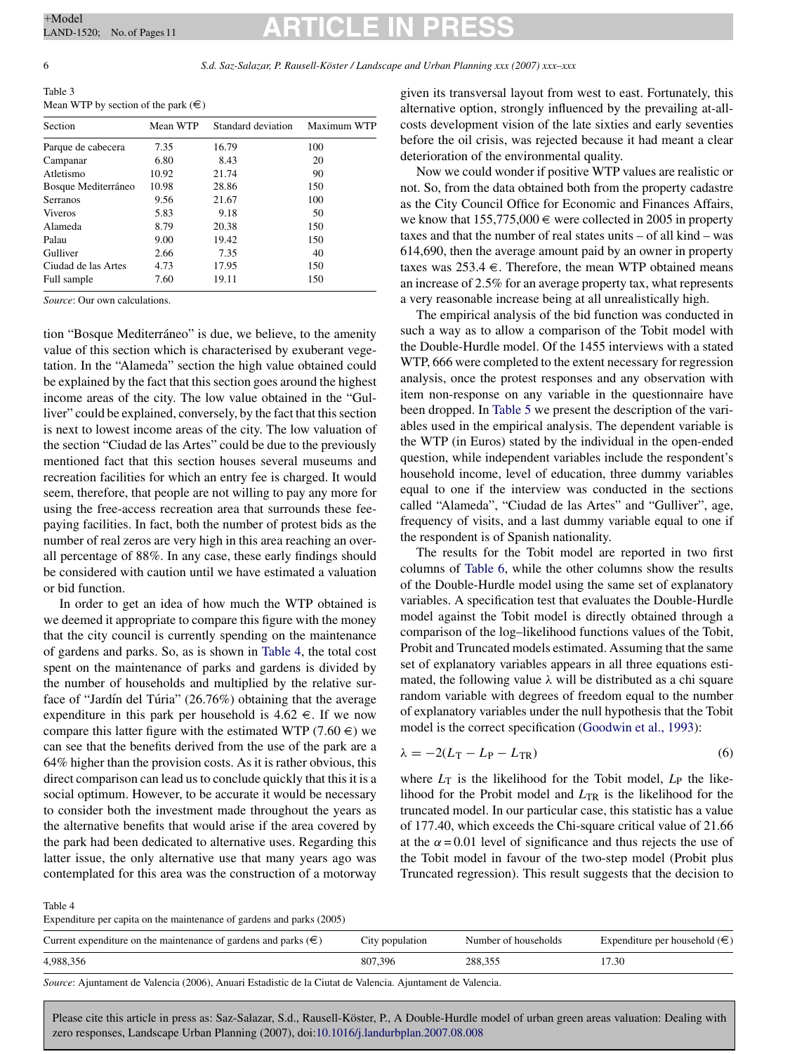Table 3
Mean WTP by section of the park (€)

| Section | Mean WTP | Standard deviation | Maximum WTP |
|---|---|---|---|
| Parque de cabecera | 7.35 | 16.79 | 100 |
| Campanar | 6.80 | 8.43 | 20 |
| Atletismo | 10.92 | 21.74 | 90 |
| Bosque Mediterráneo | 10.98 | 28.86 | 150 |
| Serranos | 9.56 | 21.67 | 100 |
| Viveros | 5.83 | 9.18 | 50 |
| Alameda | 8.79 | 20.38 | 150 |
| Palau | 9.00 | 19.42 | 150 |
| Gulliver | 2.66 | 7.35 | 40 |
| Ciudad de las Artes | 4.73 | 17.95 | 150 |
| Full sample | 7.60 | 19.11 | 150 |

*Source*: Our own calculations.

tion "Bosque Mediterráneo" is due, we believe, to the amenity value of this section which is characterised by exuberant vegetation. In the "Alameda" section the high value obtained could be explained by the fact that this section goes around the highest income areas of the city. The low value obtained in the "Gulliver" could be explained, conversely, by the fact that this section is next to lowest income areas of the city. The low valuation of the section "Ciudad de las Artes" could be due to the previously mentioned fact that this section houses several museums and recreation facilities for which an entry fee is charged. It would seem, therefore, that people are not willing to pay any more for using the free-access recreation area that surrounds these fee-paying facilities. In fact, both the number of protest bids as the number of real zeros are very high in this area reaching an overall percentage of 88%. In any case, these early findings should be considered with caution until we have estimated a valuation or bid function.

In order to get an idea of how much the WTP obtained is we deemed it appropriate to compare this figure with the money that the city council is currently spending on the maintenance of gardens and parks. So, as is shown in Table 4, the total cost spent on the maintenance of parks and gardens is divided by the number of households and multiplied by the relative surface of "Jardín del Túria" (26.76%) obtaining that the average expenditure in this park per household is 4.62 €. If we now compare this latter figure with the estimated WTP (7.60 €) we can see that the benefits derived from the use of the park are a 64% higher than the provision costs. As it is rather obvious, this direct comparison can lead us to conclude quickly that this it is a social optimum. However, to be accurate it would be necessary to consider both the investment made throughout the years as the alternative benefits that would arise if the area covered by the park had been dedicated to alternative uses. Regarding this latter issue, the only alternative use that many years ago was contemplated for this area was the construction of a motorway given its transversal layout from west to east. Fortunately, this alternative option, strongly influenced by the prevailing at-all-costs development vision of the late sixties and early seventies before the oil crisis, was rejected because it had meant a clear deterioration of the environmental quality.

Now we could wonder if positive WTP values are realistic or not. So, from the data obtained both from the property cadastre as the City Council Office for Economic and Finances Affairs, we know that 155,775,000 € were collected in 2005 in property taxes and that the number of real states units – of all kind – was 614,690, then the average amount paid by an owner in property taxes was 253.4 €. Therefore, the mean WTP obtained means an increase of 2.5% for an average property tax, what represents a very reasonable increase being at all unrealistically high.

The empirical analysis of the bid function was conducted in such a way as to allow a comparison of the Tobit model with the Double-Hurdle model. Of the 1455 interviews with a stated WTP, 666 were completed to the extent necessary for regression analysis, once the protest responses and any observation with item non-response on any variable in the questionnaire have been dropped. In Table 5 we present the description of the variables used in the empirical analysis. The dependent variable is the WTP (in Euros) stated by the individual in the open-ended question, while independent variables include the respondent's household income, level of education, three dummy variables equal to one if the interview was conducted in the sections called "Alameda", "Ciudad de las Artes" and "Gulliver", age, frequency of visits, and a last dummy variable equal to one if the respondent is of Spanish nationality.

The results for the Tobit model are reported in two first columns of Table 6, while the other columns show the results of the Double-Hurdle model using the same set of explanatory variables. A specification test that evaluates the Double-Hurdle model against the Tobit model is directly obtained through a comparison of the log–likelihood functions values of the Tobit, Probit and Truncated models estimated. Assuming that the same set of explanatory variables appears in all three equations estimated, the following value $\lambda$ will be distributed as a chi square random variable with degrees of freedom equal to the number of explanatory variables under the null hypothesis that the Tobit model is the correct specification (Goodwin et al., 1993):

$$\lambda = -2(L_{\mathrm{T}} - L_{\mathrm{P}} - L_{\mathrm{TR}}) \tag{6}$$

where $L_{\mathrm{T}}$ is the likelihood for the Tobit model, $L_{\mathrm{P}}$ the likelihood for the Probit model and $L_{\mathrm{TR}}$ is the likelihood for the truncated model. In our particular case, this statistic has a value of 177.40, which exceeds the Chi-square critical value of 21.66 at the $\alpha = 0.01$ level of significance and thus rejects the use of the Tobit model in favour of the two-step model (Probit plus Truncated regression). This result suggests that the decision to

Table 4
Expenditure per capita on the maintenance of gardens and parks (2005)

| Current expenditure on the maintenance of gardens and parks (€) | City population | Number of households | Expenditure per household (€) |
|---|---|---|---|
| 4,988,356 | 807,396 | 288,355 | 17.30 |

*Source*: Ajuntament de Valencia (2006), Anuari Estadistic de la Ciutat de Valencia. Ajuntament de Valencia.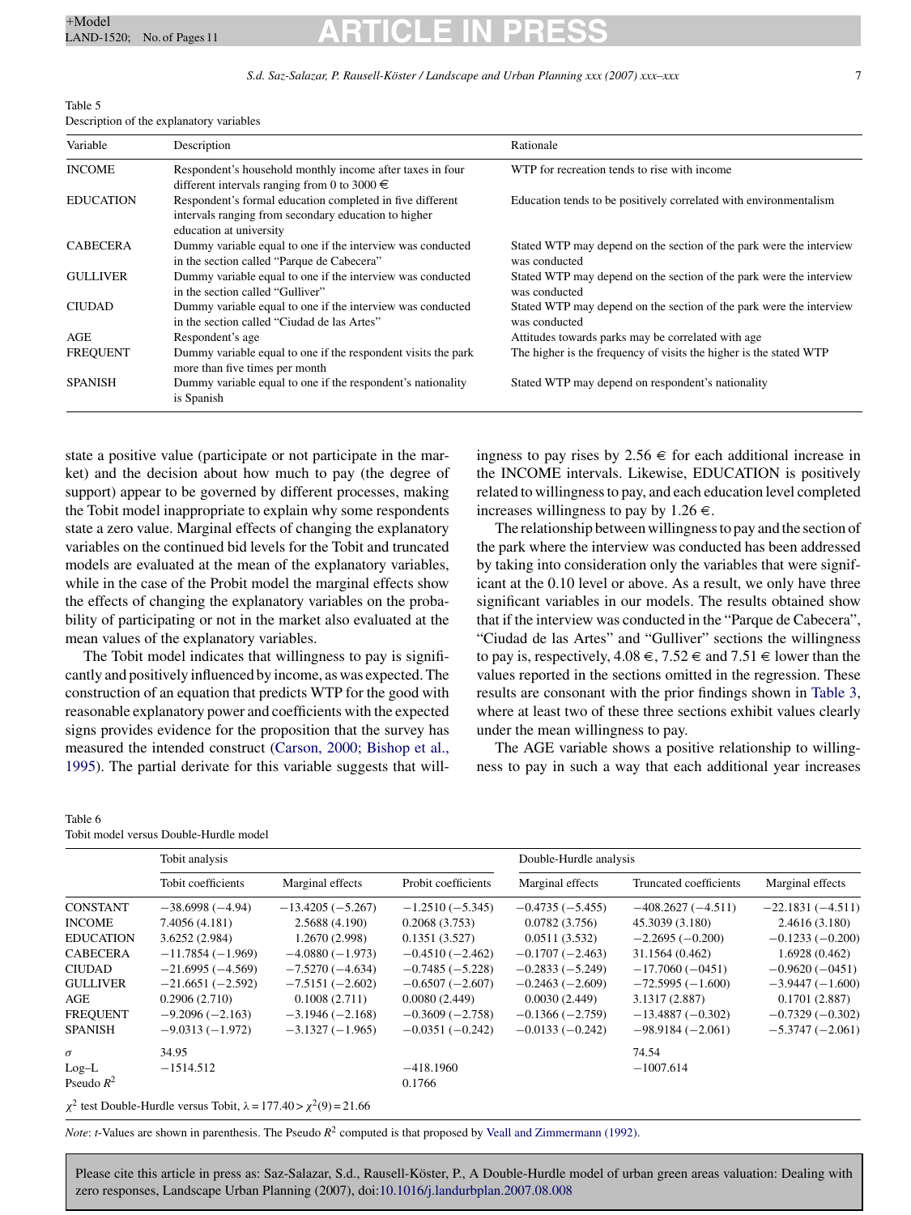Table 5
Description of the explanatory variables

| Variable | Description | Rationale |
|---|---|---|
| INCOME | Respondent's household monthly income after taxes in four different intervals ranging from 0 to 3000 € | WTP for recreation tends to rise with income |
| EDUCATION | Respondent's formal education completed in five different intervals ranging from secondary education to higher education at university | Education tends to be positively correlated with environmentalism |
| CABECERA | Dummy variable equal to one if the interview was conducted in the section called "Parque de Cabecera" | Stated WTP may depend on the section of the park were the interview was conducted |
| GULLIVER | Dummy variable equal to one if the interview was conducted in the section called "Gulliver" | Stated WTP may depend on the section of the park were the interview was conducted |
| CIUDAD | Dummy variable equal to one if the interview was conducted in the section called "Ciudad de las Artes" | Stated WTP may depend on the section of the park were the interview was conducted |
| AGE | Respondent's age | Attitudes towards parks may be correlated with age |
| FREQUENT | Dummy variable equal to one if the respondent visits the park more than five times per month | The higher is the frequency of visits the higher is the stated WTP |
| SPANISH | Dummy variable equal to one if the respondent's nationality is Spanish | Stated WTP may depend on respondent's nationality |

state a positive value (participate or not participate in the market) and the decision about how much to pay (the degree of support) appear to be governed by different processes, making the Tobit model inappropriate to explain why some respondents state a zero value. Marginal effects of changing the explanatory variables on the continued bid levels for the Tobit and truncated models are evaluated at the mean of the explanatory variables, while in the case of the Probit model the marginal effects show the effects of changing the explanatory variables on the probability of participating or not in the market also evaluated at the mean values of the explanatory variables.

The Tobit model indicates that willingness to pay is significantly and positively influenced by income, as was expected. The construction of an equation that predicts WTP for the good with reasonable explanatory power and coefficients with the expected signs provides evidence for the proposition that the survey has measured the intended construct (Carson, 2000; Bishop et al., 1995). The partial derivate for this variable suggests that willingness to pay rises by 2.56 € for each additional increase in the INCOME intervals. Likewise, EDUCATION is positively related to willingness to pay, and each education level completed increases willingness to pay by 1.26 €.

The relationship between willingness to pay and the section of the park where the interview was conducted has been addressed by taking into consideration only the variables that were significant at the 0.10 level or above. As a result, we only have three significant variables in our models. The results obtained show that if the interview was conducted in the "Parque de Cabecera", "Ciudad de las Artes" and "Gulliver" sections the willingness to pay is, respectively, 4.08 €, 7.52 € and 7.51 € lower than the values reported in the sections omitted in the regression. These results are consonant with the prior findings shown in Table 3, where at least two of these three sections exhibit values clearly under the mean willingness to pay.

The AGE variable shows a positive relationship to willingness to pay in such a way that each additional year increases

Table 6
Tobit model versus Double-Hurdle model

| | Tobit analysis | | Double-Hurdle analysis | | | |
|---|---|---|---|---|---|---|
| | Tobit coefficients | Marginal effects | Probit coefficients | Marginal effects | Truncated coefficients | Marginal effects |
| CONSTANT | −38.6998 (−4.94) | −13.4205 (−5.267) | −1.2510 (−5.345) | −0.4735 (−5.455) | −408.2627 (−4.511) | −22.1831 (−4.511) |
| INCOME | 7.4056 (4.181) | 2.5688 (4.190) | 0.2068 (3.753) | 0.0782 (3.756) | 45.3039 (3.180) | 2.4616 (3.180) |
| EDUCATION | 3.6252 (2.984) | 1.2670 (2.998) | 0.1351 (3.527) | 0.0511 (3.532) | −2.2695 (−0.200) | −0.1233 (−0.200) |
| CABECERA | −11.7854 (−1.969) | −4.0880 (−1.973) | −0.4510 (−2.462) | −0.1707 (−2.463) | 31.1564 (0.462) | 1.6928 (0.462) |
| CIUDAD | −21.6995 (−4.569) | −7.5270 (−4.634) | −0.7485 (−5.228) | −0.2833 (−5.249) | −17.7060 (−0451) | −0.9620 (−0451) |
| GULLIVER | −21.6651 (−2.592) | −7.5151 (−2.602) | −0.6507 (−2.607) | −0.2463 (−2.609) | −72.5995 (−1.600) | −3.9447 (−1.600) |
| AGE | 0.2906 (2.710) | 0.1008 (2.711) | 0.0080 (2.449) | 0.0030 (2.449) | 3.1317 (2.887) | 0.1701 (2.887) |
| FREQUENT | −9.2096 (−2.163) | −3.1946 (−2.168) | −0.3609 (−2.758) | −0.1366 (−2.759) | −13.4887 (−0.302) | −0.7329 (−0.302) |
| SPANISH | −9.0313 (−1.972) | −3.1327 (−1.965) | −0.0351 (−0.242) | −0.0133 (−0.242) | −98.9184 (−2.061) | −5.3747 (−2.061) |
| $\sigma$ | 34.95 | | | | 74.54 | |
| Log–L | −1514.512 | | −418.1960 | | −1007.614 | |
| Pseudo $R^2$ | | | 0.1766 | | | |

$\chi^2$ test Double-Hurdle versus Tobit, $\lambda = 177.40 > \chi^2(9) = 21.66$

*Note*: *t*-Values are shown in parenthesis. The Pseudo $R^2$ computed is that proposed by Veall and Zimmermann (1992).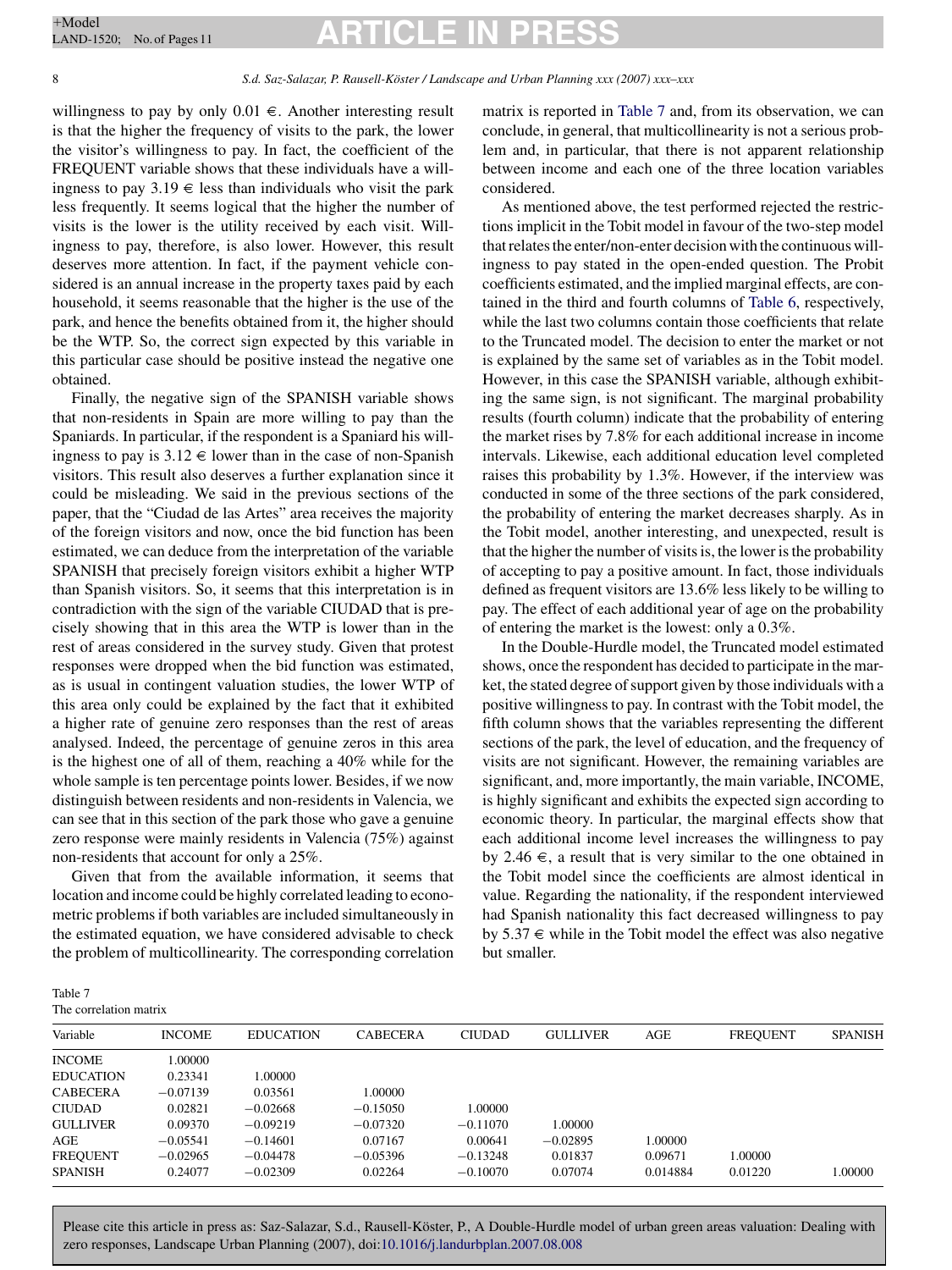willingness to pay by only 0.01 €. Another interesting result is that the higher the frequency of visits to the park, the lower the visitor's willingness to pay. In fact, the coefficient of the FREQUENT variable shows that these individuals have a willingness to pay 3.19 € less than individuals who visit the park less frequently. It seems logical that the higher the number of visits is the lower is the utility received by each visit. Willingness to pay, therefore, is also lower. However, this result deserves more attention. In fact, if the payment vehicle considered is an annual increase in the property taxes paid by each household, it seems reasonable that the higher is the use of the park, and hence the benefits obtained from it, the higher should be the WTP. So, the correct sign expected by this variable in this particular case should be positive instead the negative one obtained.

Finally, the negative sign of the SPANISH variable shows that non-residents in Spain are more willing to pay than the Spaniards. In particular, if the respondent is a Spaniard his willingness to pay is 3.12 € lower than in the case of non-Spanish visitors. This result also deserves a further explanation since it could be misleading. We said in the previous sections of the paper, that the "Ciudad de las Artes" area receives the majority of the foreign visitors and now, once the bid function has been estimated, we can deduce from the interpretation of the variable SPANISH that precisely foreign visitors exhibit a higher WTP than Spanish visitors. So, it seems that this interpretation is in contradiction with the sign of the variable CIUDAD that is precisely showing that in this area the WTP is lower than in the rest of areas considered in the survey study. Given that protest responses were dropped when the bid function was estimated, as is usual in contingent valuation studies, the lower WTP of this area only could be explained by the fact that it exhibited a higher rate of genuine zero responses than the rest of areas analysed. Indeed, the percentage of genuine zeros in this area is the highest one of all of them, reaching a 40% while for the whole sample is ten percentage points lower. Besides, if we now distinguish between residents and non-residents in Valencia, we can see that in this section of the park those who gave a genuine zero response were mainly residents in Valencia (75%) against non-residents that account for only a 25%.

Given that from the available information, it seems that location and income could be highly correlated leading to econometric problems if both variables are included simultaneously in the estimated equation, we have considered advisable to check the problem of multicollinearity. The corresponding correlation matrix is reported in Table 7 and, from its observation, we can conclude, in general, that multicollinearity is not a serious problem and, in particular, that there is not apparent relationship between income and each one of the three location variables considered.

As mentioned above, the test performed rejected the restrictions implicit in the Tobit model in favour of the two-step model that relates the enter/non-enter decision with the continuous willingness to pay stated in the open-ended question. The Probit coefficients estimated, and the implied marginal effects, are contained in the third and fourth columns of Table 6, respectively, while the last two columns contain those coefficients that relate to the Truncated model. The decision to enter the market or not is explained by the same set of variables as in the Tobit model. However, in this case the SPANISH variable, although exhibiting the same sign, is not significant. The marginal probability results (fourth column) indicate that the probability of entering the market rises by 7.8% for each additional increase in income intervals. Likewise, each additional education level completed raises this probability by 1.3%. However, if the interview was conducted in some of the three sections of the park considered, the probability of entering the market decreases sharply. As in the Tobit model, another interesting, and unexpected, result is that the higher the number of visits is, the lower is the probability of accepting to pay a positive amount. In fact, those individuals defined as frequent visitors are 13.6% less likely to be willing to pay. The effect of each additional year of age on the probability of entering the market is the lowest: only a 0.3%.

In the Double-Hurdle model, the Truncated model estimated shows, once the respondent has decided to participate in the market, the stated degree of support given by those individuals with a positive willingness to pay. In contrast with the Tobit model, the fifth column shows that the variables representing the different sections of the park, the level of education, and the frequency of visits are not significant. However, the remaining variables are significant, and, more importantly, the main variable, INCOME, is highly significant and exhibits the expected sign according to economic theory. In particular, the marginal effects show that each additional income level increases the willingness to pay by 2.46 €, a result that is very similar to the one obtained in the Tobit model since the coefficients are almost identical in value. Regarding the nationality, if the respondent interviewed had Spanish nationality this fact decreased willingness to pay by 5.37 € while in the Tobit model the effect was also negative but smaller.

Table 7
The correlation matrix

| Variable | INCOME | EDUCATION | CABECERA | CIUDAD | GULLIVER | AGE | FREQUENT | SPANISH |
|---|---|---|---|---|---|---|---|---|
| INCOME | 1.00000 | | | | | | | |
| EDUCATION | 0.23341 | 1.00000 | | | | | | |
| CABECERA | −0.07139 | 0.03561 | 1.00000 | | | | | |
| CIUDAD | 0.02821 | −0.02668 | −0.15050 | 1.00000 | | | | |
| GULLIVER | 0.09370 | −0.09219 | −0.07320 | −0.11070 | 1.00000 | | | |
| AGE | −0.05541 | −0.14601 | 0.07167 | 0.00641 | −0.02895 | 1.00000 | | |
| FREQUENT | −0.02965 | −0.04478 | −0.05396 | −0.13248 | 0.01837 | 0.09671 | 1.00000 | |
| SPANISH | 0.24077 | −0.02309 | 0.02264 | −0.10070 | 0.07074 | 0.014884 | 0.01220 | 1.00000 |

Please cite this article in press as: Saz-Salazar, S.d., Rausell-Köster, P., A Double-Hurdle model of urban green areas valuation: Dealing with zero responses, Landscape Urban Planning (2007), doi:10.1016/j.landurbplan.2007.08.008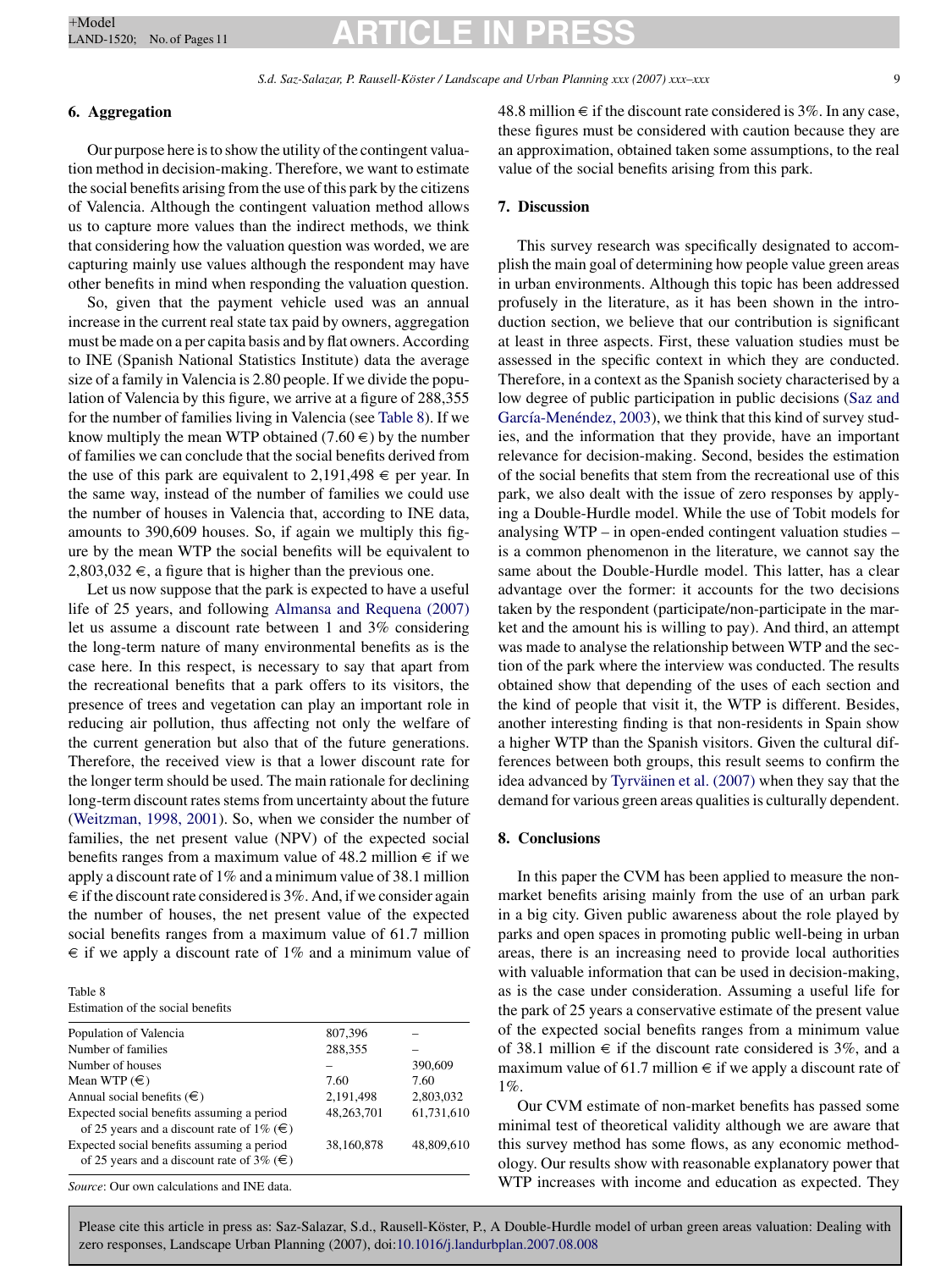## 6. Aggregation

Our purpose here is to show the utility of the contingent valuation method in decision-making. Therefore, we want to estimate the social benefits arising from the use of this park by the citizens of Valencia. Although the contingent valuation method allows us to capture more values than the indirect methods, we think that considering how the valuation question was worded, we are capturing mainly use values although the respondent may have other benefits in mind when responding the valuation question.

So, given that the payment vehicle used was an annual increase in the current real state tax paid by owners, aggregation must be made on a per capita basis and by flat owners. According to INE (Spanish National Statistics Institute) data the average size of a family in Valencia is 2.80 people. If we divide the population of Valencia by this figure, we arrive at a figure of 288,355 for the number of families living in Valencia (see Table 8). If we know multiply the mean WTP obtained (7.60 €) by the number of families we can conclude that the social benefits derived from the use of this park are equivalent to 2,191,498 € per year. In the same way, instead of the number of families we could use the number of houses in Valencia that, according to INE data, amounts to 390,609 houses. So, if again we multiply this figure by the mean WTP the social benefits will be equivalent to 2,803,032 €, a figure that is higher than the previous one.

Let us now suppose that the park is expected to have a useful life of 25 years, and following Almansa and Requena (2007) let us assume a discount rate between 1 and 3% considering the long-term nature of many environmental benefits as is the case here. In this respect, is necessary to say that apart from the recreational benefits that a park offers to its visitors, the presence of trees and vegetation can play an important role in reducing air pollution, thus affecting not only the welfare of the current generation but also that of the future generations. Therefore, the received view is that a lower discount rate for the longer term should be used. The main rationale for declining long-term discount rates stems from uncertainty about the future (Weitzman, 1998, 2001). So, when we consider the number of families, the net present value (NPV) of the expected social benefits ranges from a maximum value of 48.2 million € if we apply a discount rate of 1% and a minimum value of 38.1 million € if the discount rate considered is 3%. And, if we consider again the number of houses, the net present value of the expected social benefits ranges from a maximum value of 61.7 million € if we apply a discount rate of 1% and a minimum value of 48.8 million € if the discount rate considered is 3%. In any case, these figures must be considered with caution because they are an approximation, obtained taken some assumptions, to the real value of the social benefits arising from this park.

Table 8
Estimation of the social benefits

| | | |
|---|---|---|
| Population of Valencia | 807,396 | – |
| Number of families | 288,355 | – |
| Number of houses | – | 390,609 |
| Mean WTP (€) | 7.60 | 7.60 |
| Annual social benefits (€) | 2,191,498 | 2,803,032 |
| Expected social benefits assuming a period of 25 years and a discount rate of 1% (€) | 48,263,701 | 61,731,610 |
| Expected social benefits assuming a period of 25 years and a discount rate of 3% (€) | 38,160,878 | 48,809,610 |

*Source*: Our own calculations and INE data.

## 7. Discussion

This survey research was specifically designated to accomplish the main goal of determining how people value green areas in urban environments. Although this topic has been addressed profusely in the literature, as it has been shown in the introduction section, we believe that our contribution is significant at least in three aspects. First, these valuation studies must be assessed in the specific context in which they are conducted. Therefore, in a context as the Spanish society characterised by a low degree of public participation in public decisions (Saz and García-Menéndez, 2003), we think that this kind of survey studies, and the information that they provide, have an important relevance for decision-making. Second, besides the estimation of the social benefits that stem from the recreational use of this park, we also dealt with the issue of zero responses by applying a Double-Hurdle model. While the use of Tobit models for analysing WTP – in open-ended contingent valuation studies – is a common phenomenon in the literature, we cannot say the same about the Double-Hurdle model. This latter, has a clear advantage over the former: it accounts for the two decisions taken by the respondent (participate/non-participate in the market and the amount his is willing to pay). And third, an attempt was made to analyse the relationship between WTP and the section of the park where the interview was conducted. The results obtained show that depending of the uses of each section and the kind of people that visit it, the WTP is different. Besides, another interesting finding is that non-residents in Spain show a higher WTP than the Spanish visitors. Given the cultural differences between both groups, this result seems to confirm the idea advanced by Tyrväinen et al. (2007) when they say that the demand for various green areas qualities is culturally dependent.

## 8. Conclusions

In this paper the CVM has been applied to measure the non-market benefits arising mainly from the use of an urban park in a big city. Given public awareness about the role played by parks and open spaces in promoting public well-being in urban areas, there is an increasing need to provide local authorities with valuable information that can be used in decision-making, as is the case under consideration. Assuming a useful life for the park of 25 years a conservative estimate of the present value of the expected social benefits ranges from a minimum value of 38.1 million € if the discount rate considered is 3%, and a maximum value of 61.7 million € if we apply a discount rate of 1%.

Our CVM estimate of non-market benefits has passed some minimal test of theoretical validity although we are aware that this survey method has some flows, as any economic methodology. Our results show with reasonable explanatory power that WTP increases with income and education as expected. They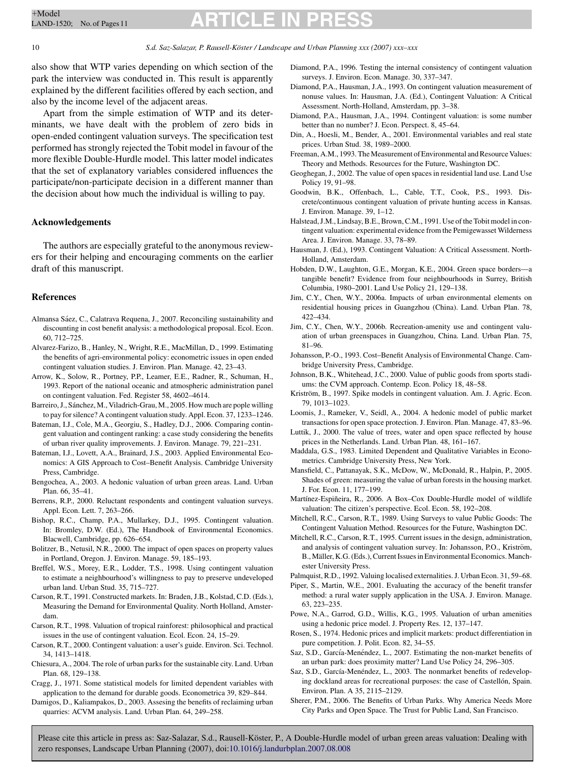also show that WTP varies depending on which section of the park the interview was conducted in. This result is apparently explained by the different facilities offered by each section, and also by the income level of the adjacent areas.

Apart from the simple estimation of WTP and its determinants, we have dealt with the problem of zero bids in open-ended contingent valuation surveys. The specification test performed has strongly rejected the Tobit model in favour of the more flexible Double-Hurdle model. This latter model indicates that the set of explanatory variables considered influences the participate/non-participate decision in a different manner than the decision about how much the individual is willing to pay.

## Acknowledgements

The authors are especially grateful to the anonymous reviewers for their helping and encouraging comments on the earlier draft of this manuscript.

## References

Almansa Sáez, C., Calatrava Requena, J., 2007. Reconciling sustainability and discounting in cost benefit analysis: a methodological proposal. Ecol. Econ. 60, 712–725.

Alvarez-Farizo, B., Hanley, N., Wright, R.E., MacMillan, D., 1999. Estimating the benefits of agri-environmental policy: econometric issues in open ended contingent valuation studies. J. Environ. Plan. Manage. 42, 23–43.

Arrow, K., Solow, R., Portney, P.P., Leamer, E.E., Radner, R., Schuman, H., 1993. Report of the national oceanic and atmospheric administration panel on contingent valuation. Fed. Register 58, 4602–4614.

Barreiro, J., Sánchez, M., Viladrich-Grau, M., 2005. How much are people willing to pay for silence? A contingent valuation study. Appl. Econ. 37, 1233–1246.

Bateman, I.J., Cole, M.A., Georgiu, S., Hadley, D.J., 2006. Comparing contingent valuation and contingent ranking: a case study considering the benefits of urban river quality improvements. J. Environ. Manage. 79, 221–231.

Bateman, I.J., Lovett, A.A., Brainard, J.S., 2003. Applied Environmental Economics: A GIS Approach to Cost–Benefit Analysis. Cambridge University Press, Cambridge.

Bengochea, A., 2003. A hedonic valuation of urban green areas. Land. Urban Plan. 66, 35–41.

Berrens, R.P., 2000. Reluctant respondents and contingent valuation surveys. Appl. Econ. Lett. 7, 263–266.

Bishop, R.C., Champ, P.A., Mullarkey, D.J., 1995. Contingent valuation. In: Bromley, D.W. (Ed.), The Handbook of Environmental Economics. Blacwell, Cambridge, pp. 626–654.

Bolitzer, B., Netusil, N.R., 2000. The impact of open spaces on property values in Portland, Oregon. J. Environ. Manage. 59, 185–193.

Breffel, W.S., Morey, E.R., Lodder, T.S., 1998. Using contingent valuation to estimate a neighbourhood's willingness to pay to preserve undeveloped urban land. Urban Stud. 35, 715–727.

Carson, R.T., 1991. Constructed markets. In: Braden, J.B., Kolstad, C.D. (Eds.), Measuring the Demand for Environmental Quality. North Holland, Amsterdam.

Carson, R.T., 1998. Valuation of tropical rainforest: philosophical and practical issues in the use of contingent valuation. Ecol. Econ. 24, 15–29.

Carson, R.T., 2000. Contingent valuation: a user's guide. Environ. Sci. Technol. 34, 1413–1418.

Chiesura, A., 2004. The role of urban parks for the sustainable city. Land. Urban Plan. 68, 129–138.

Cragg, J., 1971. Some statistical models for limited dependent variables with application to the demand for durable goods. Econometrica 39, 829–844.

Damigos, D., Kaliampakos, D., 2003. Assesing the benefits of reclaiming urban quarries: ACVM analysis. Land. Urban Plan. 64, 249–258.

Diamond, P.A., 1996. Testing the internal consistency of contingent valuation surveys. J. Environ. Econ. Manage. 30, 337–347.

Diamond, P.A., Hausman, J.A., 1993. On contingent valuation measurement of nonuse values. In: Hausman, J.A. (Ed.), Contingent Valuation: A Critical Assessment. North-Holland, Amsterdam, pp. 3–38.

Diamond, P.A., Hausman, J.A., 1994. Contingent valuation: is some number better than no number? J. Econ. Perspect. 8, 45–64.

Din, A., Hoesli, M., Bender, A., 2001. Environmental variables and real state prices. Urban Stud. 38, 1989–2000.

Freeman, A.M., 1993. The Measurement of Environmental and Resource Values: Theory and Methods. Resources for the Future, Washington DC.

Geoghegan, J., 2002. The value of open spaces in residential land use. Land Use Policy 19, 91–98.

Goodwin, B.K., Offenbach, L., Cable, T.T., Cook, P.S., 1993. Discrete/continuous contingent valuation of private hunting access in Kansas. J. Environ. Manage. 39, 1–12.

Halstead, J.M., Lindsay, B.E., Brown, C.M., 1991. Use of the Tobit model in contingent valuation: experimental evidence from the Pemigewasset Wilderness Area. J. Environ. Manage. 33, 78–89.

Hausman, J. (Ed.), 1993. Contingent Valuation: A Critical Assessment. North-Holland, Amsterdam.

Hobden, D.W., Laughton, G.E., Morgan, K.E., 2004. Green space borders—a tangible benefit? Evidence from four neighbourhoods in Surrey, British Columbia, 1980–2001. Land Use Policy 21, 129–138.

Jim, C.Y., Chen, W.Y., 2006a. Impacts of urban environmental elements on residential housing prices in Guangzhou (China). Land. Urban Plan. 78, 422–434.

Jim, C.Y., Chen, W.Y., 2006b. Recreation-amenity use and contingent valuation of urban greenspaces in Guangzhou, China. Land. Urban Plan. 75, 81–96.

Johansson, P.-O., 1993. Cost–Benefit Analysis of Environmental Change. Cambridge University Press, Cambridge.

Johnson, B.K., Whitehead, J.C., 2000. Value of public goods from sports stadiums: the CVM approach. Contemp. Econ. Policy 18, 48–58.

Kriström, B., 1997. Spike models in contingent valuation. Am. J. Agric. Econ. 79, 1013–1023.

Loomis, J., Rameker, V., Seidl, A., 2004. A hedonic model of public market transactions for open space protection. J. Environ. Plan. Manage. 47, 83–96.

Luttik, J., 2000. The value of trees, water and open space reflected by house prices in the Netherlands. Land. Urban Plan. 48, 161–167.

Maddala, G.S., 1983. Limited Dependent and Qualitative Variables in Econometrics. Cambridge University Press, New York.

Mansfield, C., Pattanayak, S.K., McDow, W., McDonald, R., Halpin, P., 2005. Shades of green: measuring the value of urban forests in the housing market. J. For. Econ. 11, 177–199.

Martínez-Espiñeira, R., 2006. A Box–Cox Double-Hurdle model of wildlife valuation: The citizen's perspective. Ecol. Econ. 58, 192–208.

Mitchell, R.C., Carson, R.T., 1989. Using Surveys to value Public Goods: The Contingent Valuation Method. Resources for the Future, Washington DC.

Mitchell, R.C., Carson, R.T., 1995. Current issues in the design, administration, and analysis of contingent valuation survey. In: Johansson, P.O., Kriström, B., Mäller, K.G. (Eds.), Current Issues in Environmental Economics. Manchester University Press.

Palmquist, R.D., 1992. Valuing localised externalities. J. Urban Econ. 31, 59–68.

Piper, S., Martin, W.E., 2001. Evaluating the accuracy of the benefit transfer method: a rural water supply application in the USA. J. Environ. Manage. 63, 223–235.

Powe, N.A., Garrod, G.D., Willis, K.G., 1995. Valuation of urban amenities using a hedonic price model. J. Property Res. 12, 137–147.

Rosen, S., 1974. Hedonic prices and implicit markets: product differentiation in pure competition. J. Polit. Econ. 82, 34–55.

Saz, S.D., García-Menéndez, L., 2007. Estimating the non-market benefits of an urban park: does proximity matter? Land Use Policy 24, 296–305.

Saz, S.D., García-Menéndez, L., 2003. The nonmarket benefits of redeveloping dockland areas for recreational purposes: the case of Castellón, Spain. Environ. Plan. A 35, 2115–2129.

Sherer, P.M., 2006. The Benefits of Urban Parks. Why America Needs More City Parks and Open Space. The Trust for Public Land, San Francisco.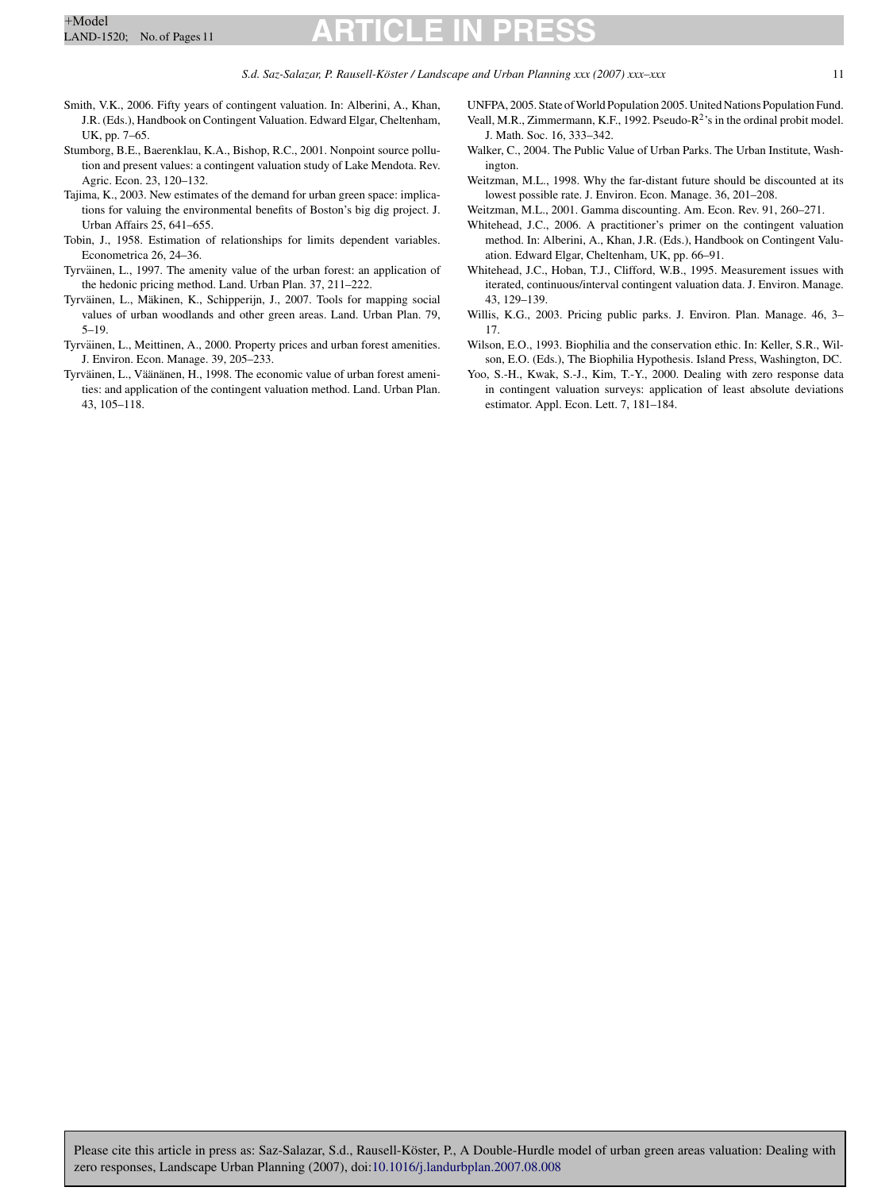Smith, V.K., 2006. Fifty years of contingent valuation. In: Alberini, A., Khan, J.R. (Eds.), Handbook on Contingent Valuation. Edward Elgar, Cheltenham, UK, pp. 7–65.

Stumborg, B.E., Baerenklau, K.A., Bishop, R.C., 2001. Nonpoint source pollution and present values: a contingent valuation study of Lake Mendota. Rev. Agric. Econ. 23, 120–132.

Tajima, K., 2003. New estimates of the demand for urban green space: implications for valuing the environmental benefits of Boston's big dig project. J. Urban Affairs 25, 641–655.

Tobin, J., 1958. Estimation of relationships for limits dependent variables. Econometrica 26, 24–36.

Tyrväinen, L., 1997. The amenity value of the urban forest: an application of the hedonic pricing method. Land. Urban Plan. 37, 211–222.

Tyrväinen, L., Mäkinen, K., Schipperijn, J., 2007. Tools for mapping social values of urban woodlands and other green areas. Land. Urban Plan. 79, 5–19.

Tyrväinen, L., Meittinen, A., 2000. Property prices and urban forest amenities. J. Environ. Econ. Manage. 39, 205–233.

Tyrväinen, L., Väänänen, H., 1998. The economic value of urban forest amenities: and application of the contingent valuation method. Land. Urban Plan. 43, 105–118.

UNFPA, 2005. State of World Population 2005. United Nations Population Fund.

Veall, M.R., Zimmermann, K.F., 1992. Pseudo-$R^2$'s in the ordinal probit model. J. Math. Soc. 16, 333–342.

Walker, C., 2004. The Public Value of Urban Parks. The Urban Institute, Washington.

Weitzman, M.L., 1998. Why the far-distant future should be discounted at its lowest possible rate. J. Environ. Econ. Manage. 36, 201–208.

Weitzman, M.L., 2001. Gamma discounting. Am. Econ. Rev. 91, 260–271.

Whitehead, J.C., 2006. A practitioner's primer on the contingent valuation method. In: Alberini, A., Khan, J.R. (Eds.), Handbook on Contingent Valuation. Edward Elgar, Cheltenham, UK, pp. 66–91.

Whitehead, J.C., Hoban, T.J., Clifford, W.B., 1995. Measurement issues with iterated, continuous/interval contingent valuation data. J. Environ. Manage. 43, 129–139.

Willis, K.G., 2003. Pricing public parks. J. Environ. Plan. Manage. 46, 3–17.

Wilson, E.O., 1993. Biophilia and the conservation ethic. In: Keller, S.R., Wilson, E.O. (Eds.), The Biophilia Hypothesis. Island Press, Washington, DC.

Yoo, S.-H., Kwak, S.-J., Kim, T.-Y., 2000. Dealing with zero response data in contingent valuation surveys: application of least absolute deviations estimator. Appl. Econ. Lett. 7, 181–184.

Please cite this article in press as: Saz-Salazar, S.d., Rausell-Köster, P., A Double-Hurdle model of urban green areas valuation: Dealing with zero responses, Landscape Urban Planning (2007), doi:10.1016/j.landurbplan.2007.08.008